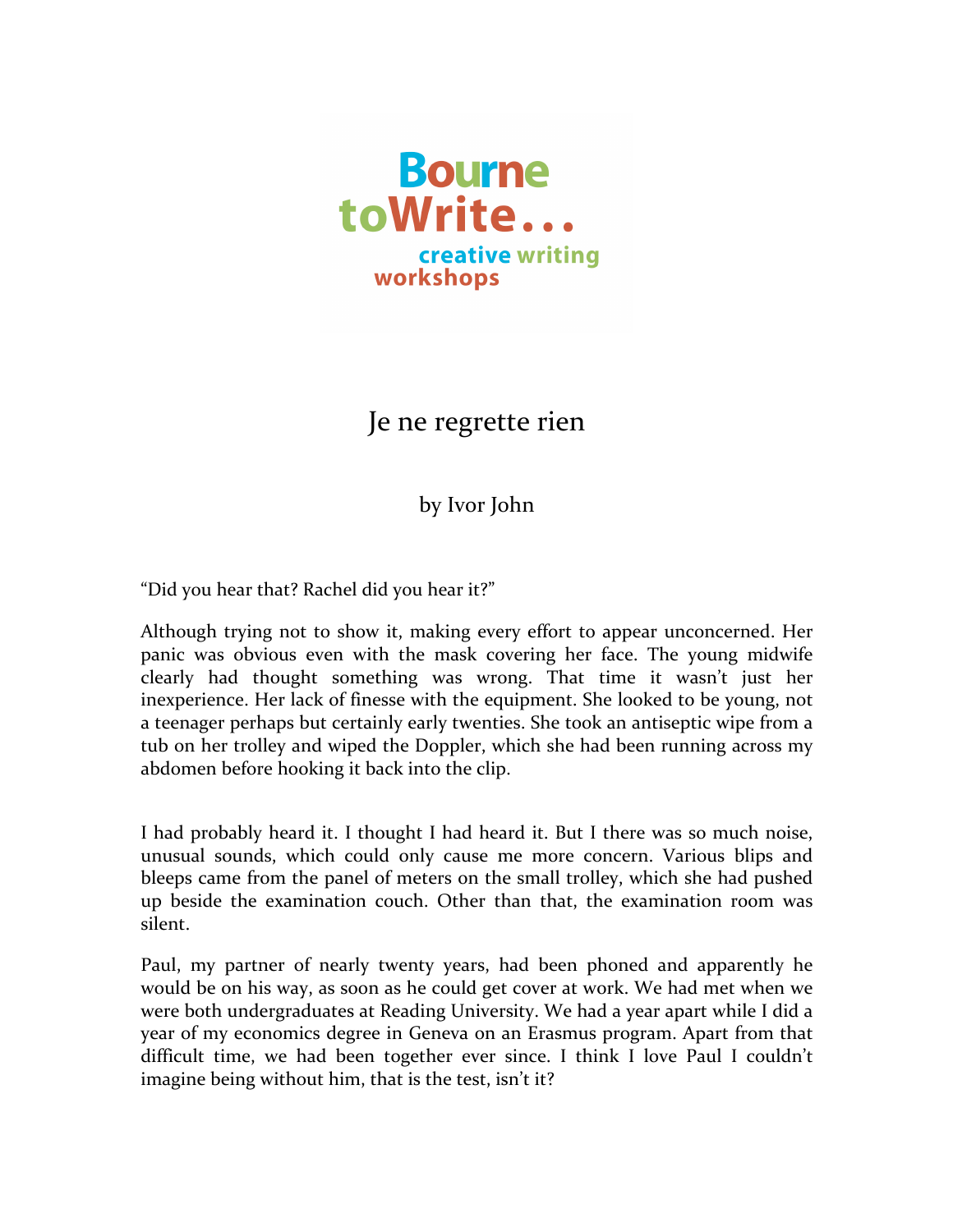Bourne toWrite... creative writing workshops

# Je ne regrette rien

by Ivor John

"Did you hear that? Rachel did you hear it?"

Although trying not to show it, making every effort to appear unconcerned. Her panic was obvious even with the mask covering her face. The young midwife clearly had thought something was wrong. That time it wasn't just her inexperience. Her lack of finesse with the equipment. She looked to be young, not a teenager perhaps but certainly early twenties. She took an antiseptic wipe from a tub on her trolley and wiped the Doppler, which she had been running across my abdomen before hooking it back into the clip.

I had probably heard it. I thought I had heard it. But I there was so much noise, unusual sounds, which could only cause me more concern. Various blips and bleeps came from the panel of meters on the small trolley, which she had pushed up beside the examination couch. Other than that, the examination room was silent.

Paul, my partner of nearly twenty years, had been phoned and apparently he would be on his way, as soon as he could get cover at work. We had met when we were both undergraduates at Reading University. We had a year apart while I did a year of my economics degree in Geneva on an Erasmus program. Apart from that difficult time, we had been together ever since. I think I love Paul I couldn't imagine being without him, that is the test, isn't it?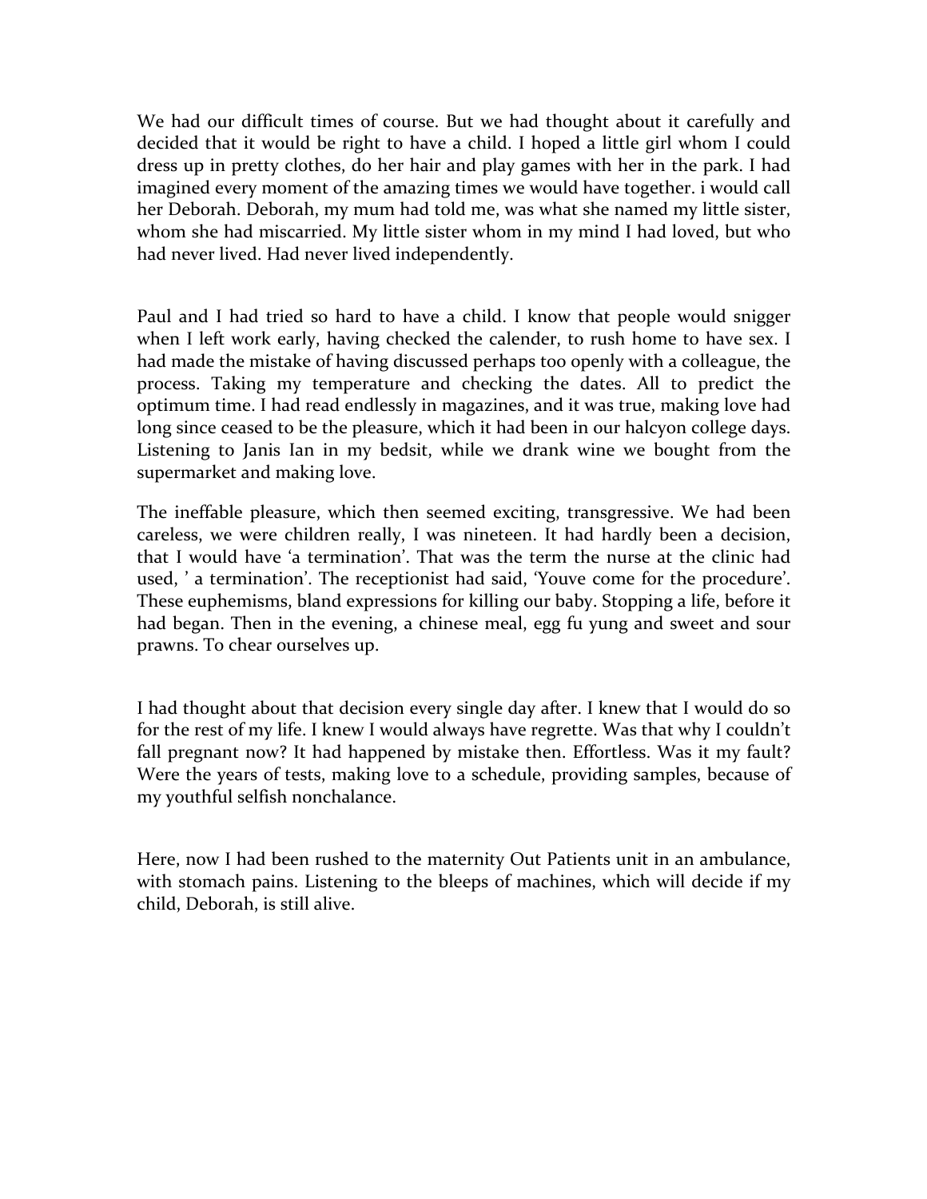We had our difficult times of course. But we had thought about it carefully and decided that it would be right to have a child. I hoped a little girl whom I could dress up in pretty clothes, do her hair and play games with her in the park. I had imagined every moment of the amazing times we would have together. i would call her Deborah. Deborah, my mum had told me, was what she named my little sister, whom she had miscarried. My little sister whom in my mind I had loved, but who had never lived. Had never lived independently.

Paul and I had tried so hard to have a child. I know that people would snigger when I left work early, having checked the calender, to rush home to have sex. I had made the mistake of having discussed perhaps too openly with a colleague, the process. Taking my temperature and checking the dates. All to predict the optimum time. I had read endlessly in magazines, and it was true, making love had long since ceased to be the pleasure, which it had been in our halcyon college days. Listening to Janis Ian in my bedsit, while we drank wine we bought from the supermarket and making love.

The ineffable pleasure, which then seemed exciting, transgressive. We had been careless, we were children really, I was nineteen. It had hardly been a decision, that I would have 'a termination'. That was the term the nurse at the clinic had used, ' a termination'. The receptionist had said, 'Youve come for the procedure'. These euphemisms, bland expressions for killing our baby. Stopping a life, before it had began. Then in the evening, a chinese meal, egg fu yung and sweet and sour prawns. To chear ourselves up.

I had thought about that decision every single day after. I knew that I would do so for the rest of my life. I knew I would always have regrette. Was that why I couldn't fall pregnant now? It had happened by mistake then. Effortless. Was it my fault? Were the years of tests, making love to a schedule, providing samples, because of my youthful selfish nonchalance.

Here, now I had been rushed to the maternity Out Patients unit in an ambulance, with stomach pains. Listening to the bleeps of machines, which will decide if my child, Deborah, is still alive.